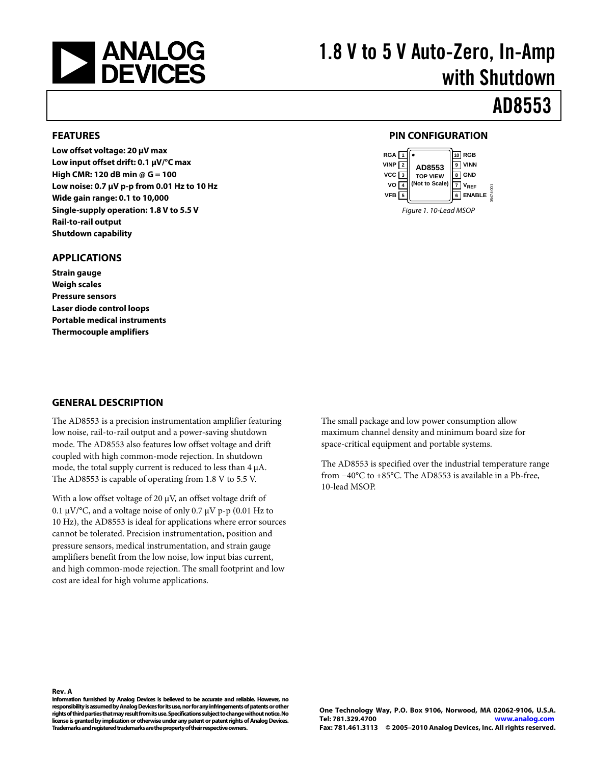# 1.8 V to 5 V Auto-Zero, In-Amp with Shutdown

# AD8553

## FEATURES

**Low offset voltage: 20 μV max**
**Low input offset drift: 0.1 μV/°C max**
**High CMR: 120 dB min @ G = 100**
**Low noise: 0.7 μV p-p from 0.01 Hz to 10 Hz**
**Wide gain range: 0.1 to 10,000**
**Single-supply operation: 1.8 V to 5.5 V**
**Rail-to-rail output**
**Shutdown capability**

## APPLICATIONS

**Strain gauge**
**Weigh scales**
**Pressure sensors**
**Laser diode control loops**
**Portable medical instruments**
**Thermocouple amplifiers**

## PIN CONFIGURATION

RGA 1
VINP 2
VCC 3
VO 4
VFB 5
10 RGB
9 VINN
8 GND
7 $V_{REF}$
6 ENABLE
AD8553
TOP VIEW
(Not to Scale)
05474-001

*Figure 1. 10-Lead MSOP*

## GENERAL DESCRIPTION

The AD8553 is a precision instrumentation amplifier featuring low noise, rail-to-rail output and a power-saving shutdown mode. The AD8553 also features low offset voltage and drift coupled with high common-mode rejection. In shutdown mode, the total supply current is reduced to less than 4 μA. The AD8553 is capable of operating from 1.8 V to 5.5 V.

With a low offset voltage of 20 μV, an offset voltage drift of 0.1 μV/°C, and a voltage noise of only 0.7 μV p-p (0.01 Hz to 10 Hz), the AD8553 is ideal for applications where error sources cannot be tolerated. Precision instrumentation, position and pressure sensors, medical instrumentation, and strain gauge amplifiers benefit from the low noise, low input bias current, and high common-mode rejection. The small footprint and low cost are ideal for high volume applications.

The small package and low power consumption allow maximum channel density and minimum board size for space-critical equipment and portable systems.

The AD8553 is specified over the industrial temperature range from −40°C to +85°C. The AD8553 is available in a Pb-free, 10-lead MSOP.

**Rev. A**

**Information furnished by Analog Devices is believed to be accurate and reliable. However, no responsibility is assumed by Analog Devices for its use, nor for any infringements of patents or other rights of third parties that may result from its use. Specifications subject to change without notice. No license is granted by implication or otherwise under any patent or patent rights of Analog Devices. Trademarks and registered trademarks are the property of their respective owners.**

**One Technology Way, P.O. Box 9106, Norwood, MA 02062-9106, U.S.A.**
**Tel: 781.329.4700 www.analog.com**
**Fax: 781.461.3113 © 2005–2010 Analog Devices, Inc. All rights reserved.**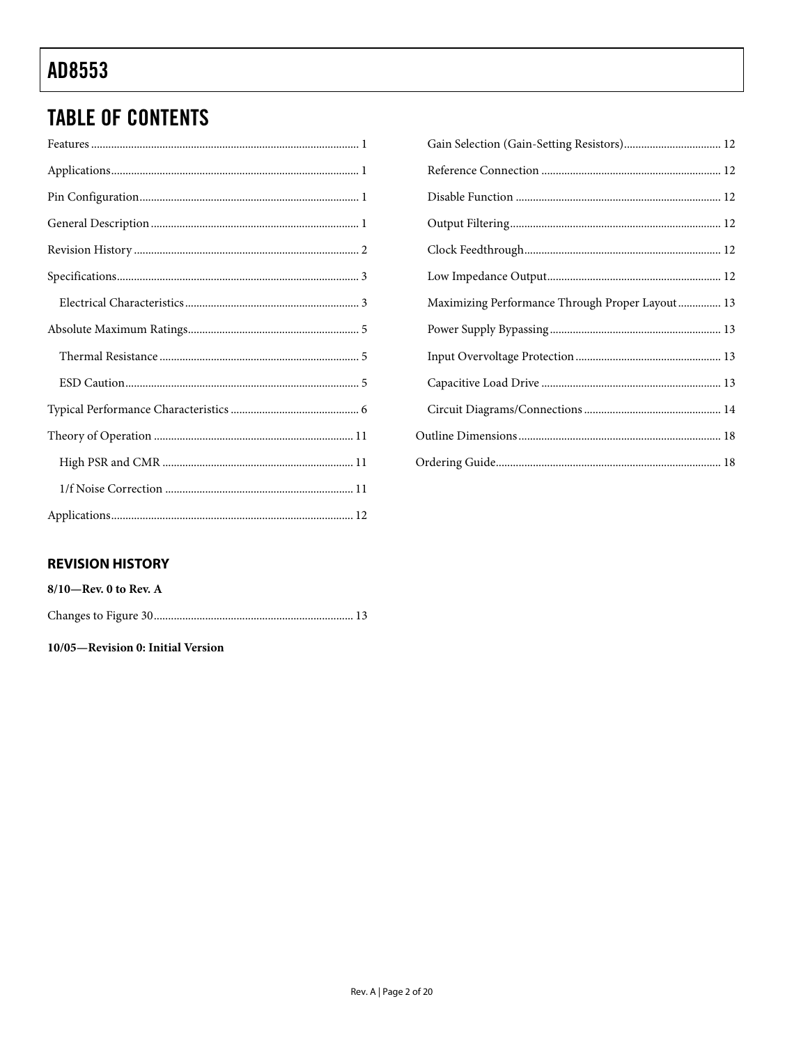## TABLE OF CONTENTS

Features ... 1
Applications ... 1
Pin Configuration ... 1
General Description ... 1
Revision History ... 2
Specifications ... 3
  Electrical Characteristics ... 3
Absolute Maximum Ratings ... 5
  Thermal Resistance ... 5
  ESD Caution ... 5
Typical Performance Characteristics ... 6
Theory of Operation ... 11
  High PSR and CMR ... 11
  1/f Noise Correction ... 11
Applications ... 12
  Gain Selection (Gain-Setting Resistors) ... 12
  Reference Connection ... 12
  Disable Function ... 12
  Output Filtering ... 12
  Clock Feedthrough ... 12
  Low Impedance Output ... 12
  Maximizing Performance Through Proper Layout ... 13
  Power Supply Bypassing ... 13
  Input Overvoltage Protection ... 13
  Capacitive Load Drive ... 13
  Circuit Diagrams/Connections ... 14
Outline Dimensions ... 18
Ordering Guide ... 18

### REVISION HISTORY

**8/10—Rev. 0 to Rev. A**

Changes to Figure 30 ... 13

**10/05—Revision 0: Initial Version**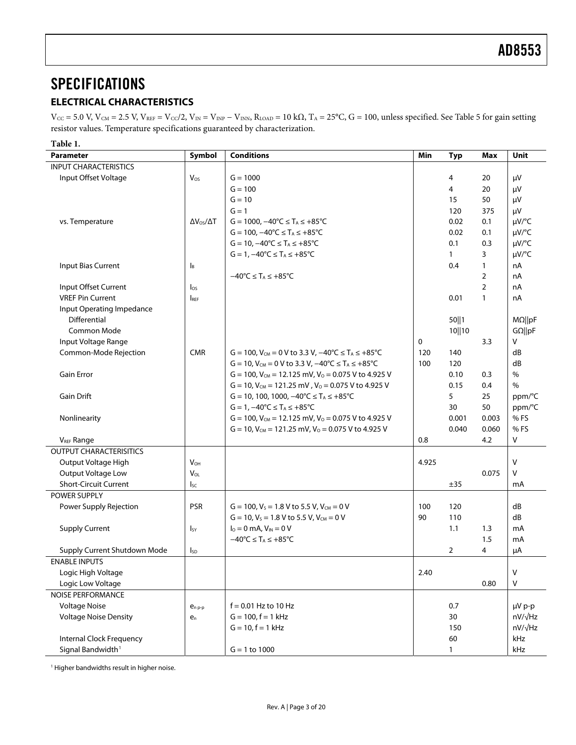# SPECIFICATIONS

## ELECTRICAL CHARACTERISTICS

$V_{CC}$ = 5.0 V, $V_{CM}$ = 2.5 V, $V_{REF}$ = $V_{CC}/2$, $V_{IN}$ = $V_{INP}$ − $V_{INN}$, $R_{LOAD}$ = 10 kΩ, $T_A$ = 25°C, G = 100, unless specified. See Table 5 for gain setting resistor values. Temperature specifications guaranteed by characterization.

**Table 1.**

| Parameter | Symbol | Conditions | Min | Typ | Max | Unit |
|---|---|---|---|---|---|---|
| INPUT CHARACTERISTICS | | | | | | |
| Input Offset Voltage | $V_{OS}$ | G = 1000 | | 4 | 20 | μV |
| | | G = 100 | | 4 | 20 | μV |
| | | G = 10 | | 15 | 50 | μV |
| | | G = 1 | | 120 | 375 | μV |
| vs. Temperature | $\Delta V_{OS}/\Delta T$ | G = 1000, −40°C ≤ $T_A$ ≤ +85°C | | 0.02 | 0.1 | μV/°C |
| | | G = 100, −40°C ≤ $T_A$ ≤ +85°C | | 0.02 | 0.1 | μV/°C |
| | | G = 10, −40°C ≤ $T_A$ ≤ +85°C | | 0.1 | 0.3 | μV/°C |
| | | G = 1, −40°C ≤ $T_A$ ≤ +85°C | | 1 | 3 | μV/°C |
| Input Bias Current | $I_B$ | | | 0.4 | 1 | nA |
| | | −40°C ≤ $T_A$ ≤ +85°C | | | 2 | nA |
| Input Offset Current | $I_{OS}$ | | | | 2 | nA |
| VREF Pin Current | $I_{REF}$ | | | 0.01 | 1 | nA |
| Input Operating Impedance | | | | | | |
| Differential | | | | 50‖1 | | MΩ‖pF |
| Common Mode | | | | 10‖10 | | GΩ‖pF |
| Input Voltage Range | | | 0 | | 3.3 | V |
| Common-Mode Rejection | CMR | G = 100, $V_{CM}$ = 0 V to 3.3 V, −40°C ≤ $T_A$ ≤ +85°C | 120 | 140 | | dB |
| | | G = 10, $V_{CM}$ = 0 V to 3.3 V, −40°C ≤ $T_A$ ≤ +85°C | 100 | 120 | | dB |
| Gain Error | | G = 100, $V_{CM}$ = 12.125 mV, $V_O$ = 0.075 V to 4.925 V | | 0.10 | 0.3 | % |
| | | G = 10, $V_{CM}$ = 121.25 mV , $V_O$ = 0.075 V to 4.925 V | | 0.15 | 0.4 | % |
| Gain Drift | | G = 10, 100, 1000, −40°C ≤ $T_A$ ≤ +85°C | | 5 | 25 | ppm/°C |
| | | G = 1, −40°C ≤ $T_A$ ≤ +85°C | | 30 | 50 | ppm/°C |
| Nonlinearity | | G = 100, $V_{CM}$ = 12.125 mV, $V_O$ = 0.075 V to 4.925 V | | 0.001 | 0.003 | % FS |
| | | G = 10, $V_{CM}$ = 121.25 mV, $V_O$ = 0.075 V to 4.925 V | | 0.040 | 0.060 | % FS |
| $V_{REF}$ Range | | | 0.8 | | 4.2 | V |
| OUTPUT CHARACTERISITICS | | | | | | |
| Output Voltage High | $V_{OH}$ | | 4.925 | | | V |
| Output Voltage Low | $V_{OL}$ | | | | 0.075 | V |
| Short-Circuit Current | $I_{SC}$ | | | ±35 | | mA |
| POWER SUPPLY | | | | | | |
| Power Supply Rejection | PSR | G = 100, $V_S$ = 1.8 V to 5.5 V, $V_{CM}$ = 0 V | 100 | 120 | | dB |
| | | G = 10, $V_S$ = 1.8 V to 5.5 V, $V_{CM}$ = 0 V | 90 | 110 | | dB |
| Supply Current | $I_{SY}$ | $I_O$ = 0 mA, $V_{IN}$ = 0 V | | 1.1 | 1.3 | mA |
| | | −40°C ≤ $T_A$ ≤ +85°C | | | 1.5 | mA |
| Supply Current Shutdown Mode | $I_{SD}$ | | | 2 | 4 | μA |
| ENABLE INPUTS | | | | | | |
| Logic High Voltage | | | 2.40 | | | V |
| Logic Low Voltage | | | | | 0.80 | V |
| NOISE PERFORMANCE | | | | | | |
| Voltage Noise | $e_{n\,p\text{-}p}$ | f = 0.01 Hz to 10 Hz | | 0.7 | | μV p-p |
| Voltage Noise Density | $e_n$ | G = 100, f = 1 kHz | | 30 | | nV/√Hz |
| | | G = 10, f = 1 kHz | | 150 | | nV/√Hz |
| Internal Clock Frequency | | | | 60 | | kHz |
| Signal Bandwidth[1] | | G = 1 to 1000 | | 1 | | kHz |

[1] Higher bandwidths result in higher noise.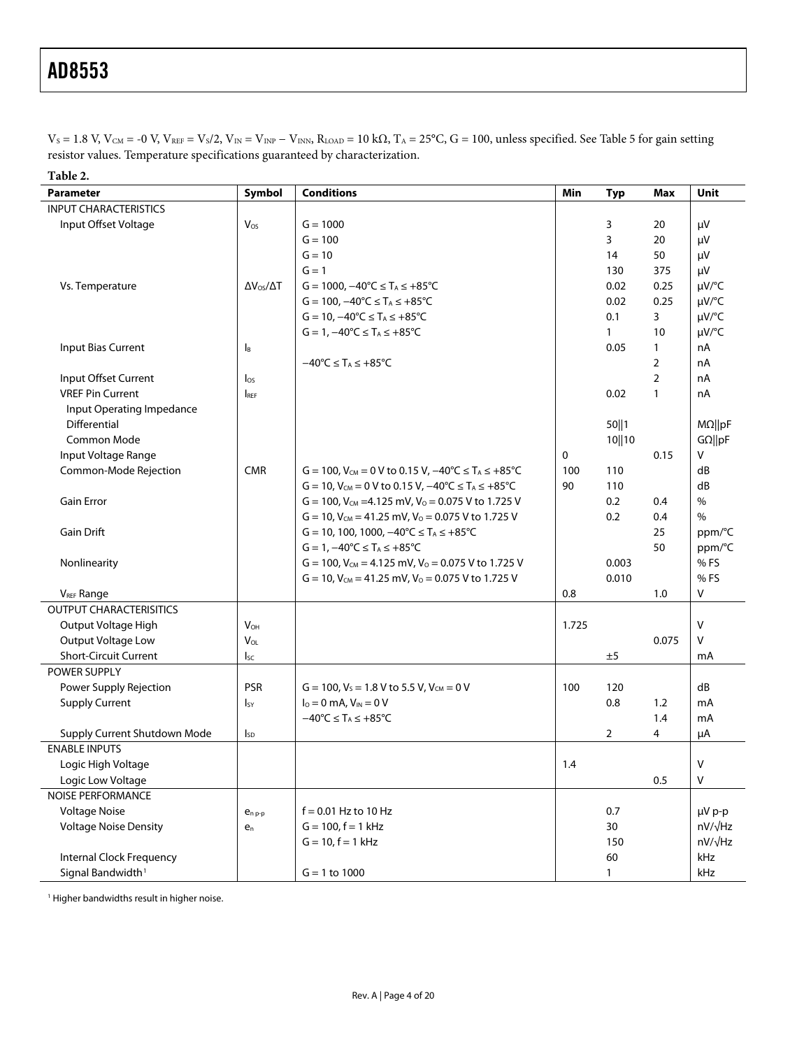$V_S$ = 1.8 V, $V_{CM}$ = -0 V, $V_{REF}$ = $V_S$/2, $V_{IN}$ = $V_{INP}$ − $V_{INN}$, $R_{LOAD}$ = 10 kΩ, $T_A$ = 25°C, G = 100, unless specified. See Table 5 for gain setting resistor values. Temperature specifications guaranteed by characterization.

**Table 2.**

| Parameter | Symbol | Conditions | Min | Typ | Max | Unit |
|---|---|---|---|---|---|---|
| INPUT CHARACTERISTICS | | | | | | |
| Input Offset Voltage | $V_{OS}$ | G = 1000 | | 3 | 20 | μV |
| | | G = 100 | | 3 | 20 | μV |
| | | G = 10 | | 14 | 50 | μV |
| | | G = 1 | | 130 | 375 | μV |
| Vs. Temperature | $\Delta V_{OS}/\Delta T$ | G = 1000, −40°C ≤ $T_A$ ≤ +85°C | | 0.02 | 0.25 | μV/°C |
| | | G = 100, −40°C ≤ $T_A$ ≤ +85°C | | 0.02 | 0.25 | μV/°C |
| | | G = 10, −40°C ≤ $T_A$ ≤ +85°C | | 0.1 | 3 | μV/°C |
| | | G = 1, −40°C ≤ $T_A$ ≤ +85°C | | 1 | 10 | μV/°C |
| Input Bias Current | $I_B$ | | | 0.05 | 1 | nA |
| | | −40°C ≤ $T_A$ ≤ +85°C | | | 2 | nA |
| Input Offset Current | $I_{OS}$ | | | | 2 | nA |
| VREF Pin Current | $I_{REF}$ | | | 0.02 | 1 | nA |
| Input Operating Impedance | | | | | | |
| Differential | | | | 50‖1 | | MΩ‖pF |
| Common Mode | | | | 10‖10 | | GΩ‖pF |
| Input Voltage Range | | | 0 | | 0.15 | V |
| Common-Mode Rejection | CMR | G = 100, $V_{CM}$ = 0 V to 0.15 V, −40°C ≤ $T_A$ ≤ +85°C | 100 | 110 | | dB |
| | | G = 10, $V_{CM}$ = 0 V to 0.15 V, −40°C ≤ $T_A$ ≤ +85°C | 90 | 110 | | dB |
| Gain Error | | G = 100, $V_{CM}$ =4.125 mV, $V_O$ = 0.075 V to 1.725 V | | 0.2 | 0.4 | % |
| | | G = 10, $V_{CM}$ = 41.25 mV, $V_O$ = 0.075 V to 1.725 V | | 0.2 | 0.4 | % |
| Gain Drift | | G = 10, 100, 1000, −40°C ≤ $T_A$ ≤ +85°C | | | 25 | ppm/°C |
| | | G = 1, −40°C ≤ $T_A$ ≤ +85°C | | | 50 | ppm/°C |
| Nonlinearity | | G = 100, $V_{CM}$ = 4.125 mV, $V_O$ = 0.075 V to 1.725 V | | 0.003 | | % FS |
| | | G = 10, $V_{CM}$ = 41.25 mV, $V_O$ = 0.075 V to 1.725 V | | 0.010 | | % FS |
| $V_{REF}$ Range | | | 0.8 | | 1.0 | V |
| OUTPUT CHARACTERISITICS | | | | | | |
| Output Voltage High | $V_{OH}$ | | 1.725 | | | V |
| Output Voltage Low | $V_{OL}$ | | | | 0.075 | V |
| Short-Circuit Current | $I_{SC}$ | | | ±5 | | mA |
| POWER SUPPLY | | | | | | |
| Power Supply Rejection | PSR | G = 100, $V_S$ = 1.8 V to 5.5 V, $V_{CM}$ = 0 V | 100 | 120 | | dB |
| Supply Current | $I_{SY}$ | $I_O$ = 0 mA, $V_{IN}$ = 0 V | | 0.8 | 1.2 | mA |
| | | −40°C ≤ $T_A$ ≤ +85°C | | | 1.4 | mA |
| Supply Current Shutdown Mode | $I_{SD}$ | | | 2 | 4 | μA |
| ENABLE INPUTS | | | | | | |
| Logic High Voltage | | | 1.4 | | | V |
| Logic Low Voltage | | | | | 0.5 | V |
| NOISE PERFORMANCE | | | | | | |
| Voltage Noise | $e_{n\ p\text{-}p}$ | f = 0.01 Hz to 10 Hz | | 0.7 | | μV p-p |
| Voltage Noise Density | $e_n$ | G = 100, f = 1 kHz | | 30 | | nV/√Hz |
| | | G = 10, f = 1 kHz | | 150 | | nV/√Hz |
| Internal Clock Frequency | | | | 60 | | kHz |
| Signal Bandwidth[1] | | G = 1 to 1000 | | 1 | | kHz |

[1] Higher bandwidths result in higher noise.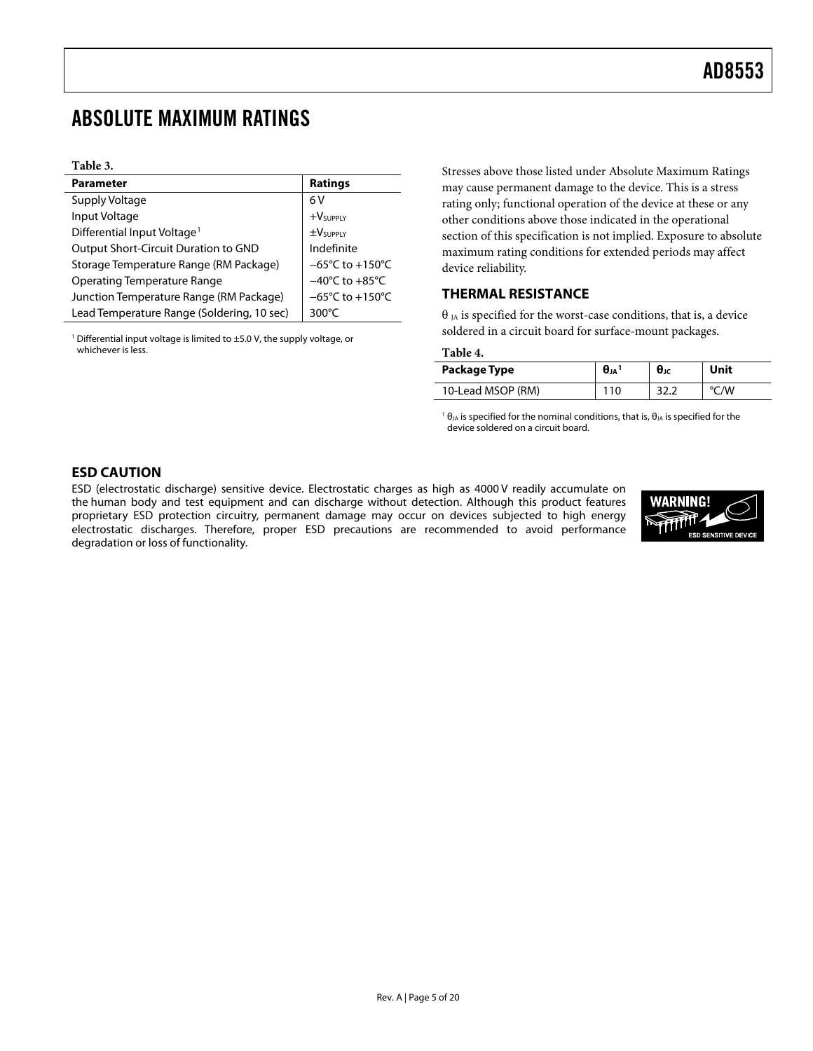## ABSOLUTE MAXIMUM RATINGS

**Table 3.**

| Parameter | Ratings |
|---|---|
| Supply Voltage | 6 V |
| Input Voltage | $+V_{SUPPLY}$ |
| Differential Input Voltage[1] | $\pm V_{SUPPLY}$ |
| Output Short-Circuit Duration to GND | Indefinite |
| Storage Temperature Range (RM Package) | −65°C to +150°C |
| Operating Temperature Range | −40°C to +85°C |
| Junction Temperature Range (RM Package) | −65°C to +150°C |
| Lead Temperature Range (Soldering, 10 sec) | 300°C |

[1] Differential input voltage is limited to ±5.0 V, the supply voltage, or whichever is less.

Stresses above those listed under Absolute Maximum Ratings may cause permanent damage to the device. This is a stress rating only; functional operation of the device at these or any other conditions above those indicated in the operational section of this specification is not implied. Exposure to absolute maximum rating conditions for extended periods may affect device reliability.

### THERMAL RESISTANCE

$\theta_{JA}$ is specified for the worst-case conditions, that is, a device soldered in a circuit board for surface-mount packages.

**Table 4.**

| Package Type | $\theta_{JA}$[1] | $\theta_{JC}$ | Unit |
|---|---|---|---|
| 10-Lead MSOP (RM) | 110 | 32.2 | °C/W |

[1] $\theta_{JA}$ is specified for the nominal conditions, that is, $\theta_{JA}$ is specified for the device soldered on a circuit board.

### ESD CAUTION

ESD (electrostatic discharge) sensitive device. Electrostatic charges as high as 4000 V readily accumulate on the human body and test equipment and can discharge without detection. Although this product features proprietary ESD protection circuitry, permanent damage may occur on devices subjected to high energy electrostatic discharges. Therefore, proper ESD precautions are recommended to avoid performance degradation or loss of functionality.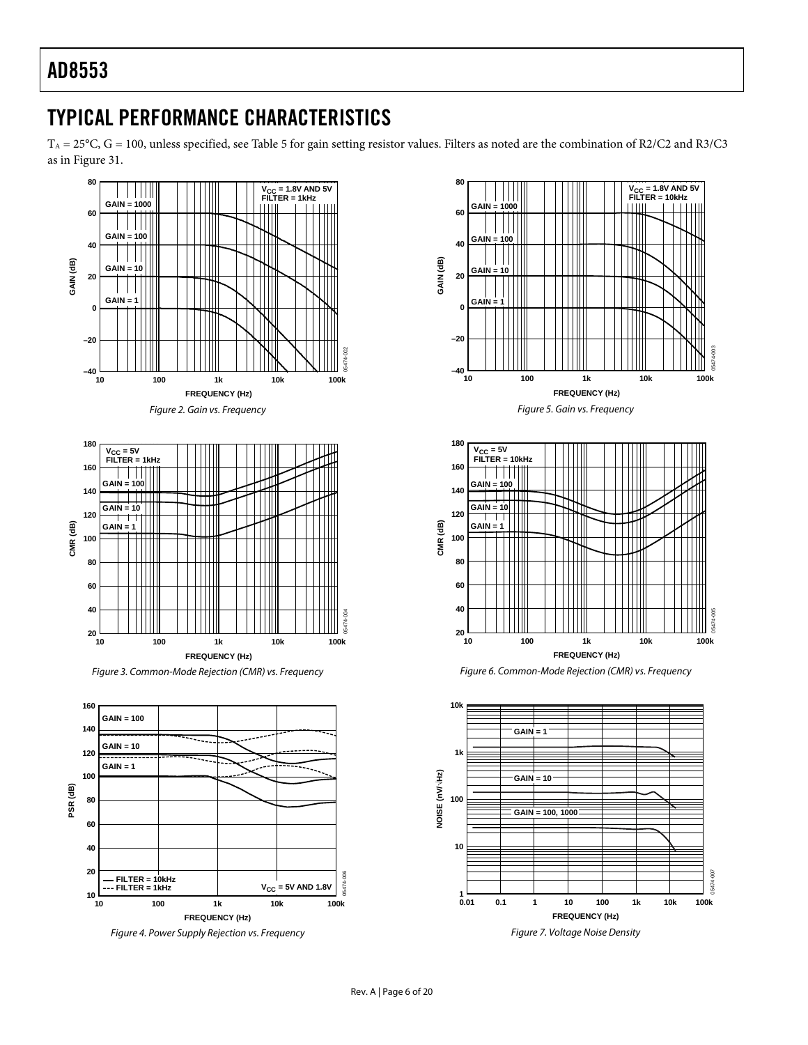## TYPICAL PERFORMANCE CHARACTERISTICS

$T_A$ = 25°C, G = 100, unless specified, see Table 5 for gain setting resistor values. Filters as noted are the combination of R2/C2 and R3/C3 as in Figure 31.

80
60
40
20
0
–20
–40
GAIN (dB)
10 100 1k 10k 100k
FREQUENCY (Hz)
$V_{CC}$ = 1.8V AND 5V
FILTER = 1kHz
GAIN = 1000
GAIN = 100
GAIN = 10
GAIN = 1
05474-002

*Figure 2. Gain vs. Frequency*

180
160
140
120
100
80
60
40
20
CMR (dB)
10 100 1k 10k 100k
FREQUENCY (Hz)
$V_{CC}$ = 5V
FILTER = 1kHz
GAIN = 100
GAIN = 10
GAIN = 1
05474-004

*Figure 3. Common-Mode Rejection (CMR) vs. Frequency*

160
140
120
100
80
60
40
20
10
PSR (dB)
10 100 1k 10k 100k
FREQUENCY (Hz)
GAIN = 100
GAIN = 10
GAIN = 1
FILTER = 10kHz
FILTER = 1kHz
$V_{CC}$ = 5V AND 1.8V
05474-006

*Figure 4. Power Supply Rejection vs. Frequency*

80
60
40
20
0
–20
–40
GAIN (dB)
10 100 1k 10k 100k
FREQUENCY (Hz)
$V_{CC}$ = 1.8V AND 5V
FILTER = 10kHz
GAIN = 1000
GAIN = 100
GAIN = 10
GAIN = 1
05474-003

*Figure 5. Gain vs. Frequency*

180
160
140
120
100
80
60
40
20
CMR (dB)
10 100 1k 10k 100k
FREQUENCY (Hz)
$V_{CC}$ = 5V
FILTER = 10kHz
GAIN = 100
GAIN = 10
GAIN = 1
05474-005

*Figure 6. Common-Mode Rejection (CMR) vs. Frequency*

10k
1k
100
10
1
NOISE (nV/√Hz)
0.01 0.1 1 10 100 1k 10k 100k
FREQUENCY (Hz)
GAIN = 1
GAIN = 10
GAIN = 100, 1000
05474-007

*Figure 7. Voltage Noise Density*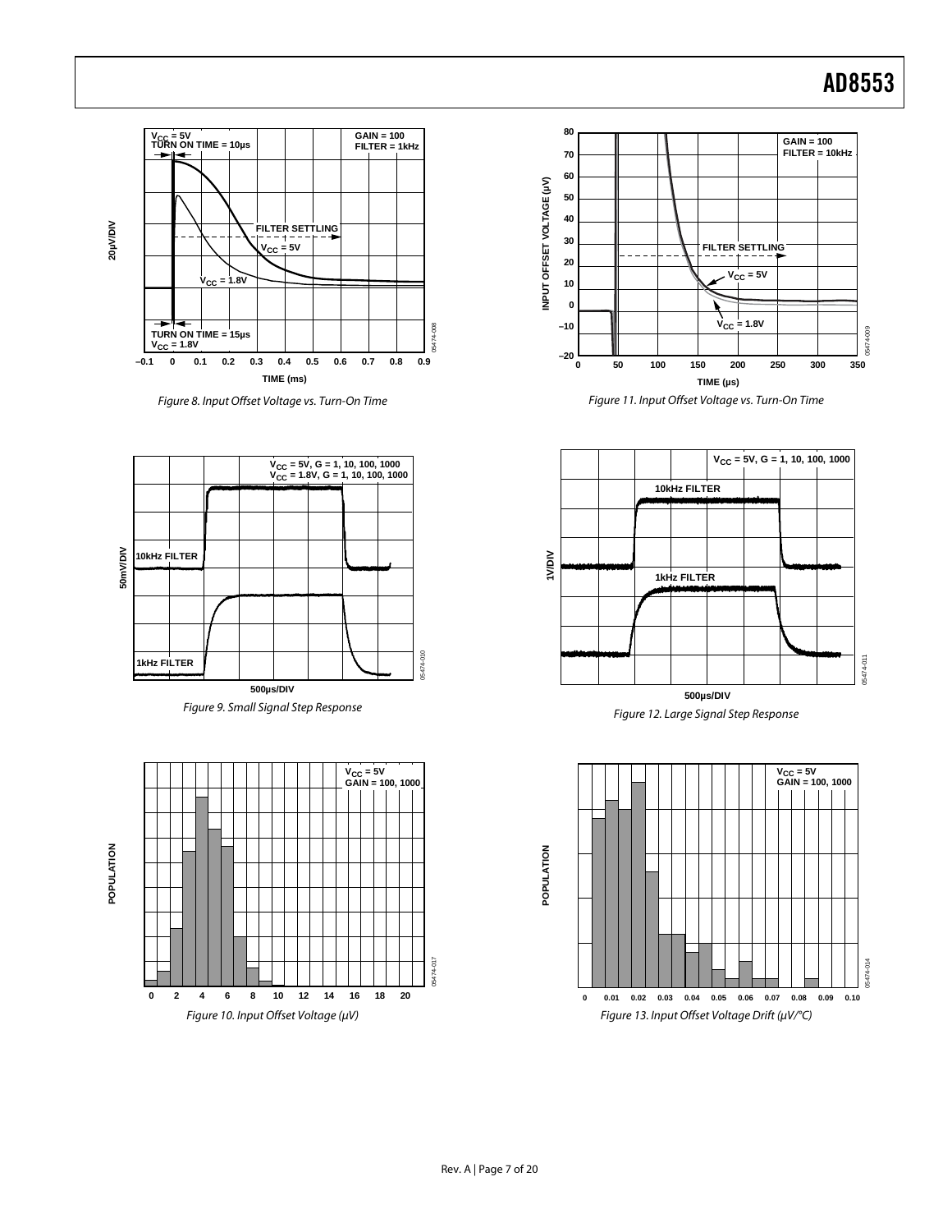$V_{CC}$ = 5V
TURN ON TIME = 10µs
GAIN = 100
FILTER = 1kHz
FILTER SETTLING
$V_{CC}$ = 5V
$V_{CC}$ = 1.8V
TURN ON TIME = 15µs
$V_{CC}$ = 1.8V
20µV/DIV
–0.1 0 0.1 0.2 0.3 0.4 0.5 0.6 0.7 0.8 0.9
TIME (ms)
05474-008

Figure 8. Input Offset Voltage vs. Turn-On Time

GAIN = 100
FILTER = 10kHz
FILTER SETTLING
$V_{CC}$ = 5V
$V_{CC}$ = 1.8V
INPUT OFFSET VOLTAGE (µV)
80 70 60 50 40 30 20 10 0 –10 –20
0 50 100 150 200 250 300 350
TIME (µs)
05474-009

Figure 11. Input Offset Voltage vs. Turn-On Time

$V_{CC}$ = 5V, G = 1, 10, 100, 1000
$V_{CC}$ = 1.8V, G = 1, 10, 100, 1000
10kHz FILTER
1kHz FILTER
50mV/DIV
500µs/DIV
05474-010

Figure 9. Small Signal Step Response

$V_{CC}$ = 5V, G = 1, 10, 100, 1000
10kHz FILTER
1kHz FILTER
1V/DIV
500µs/DIV
05474-011

Figure 12. Large Signal Step Response

$V_{CC}$ = 5V
GAIN = 100, 1000
POPULATION
0 2 4 6 8 10 12 14 16 18 20
05474-017

Figure 10. Input Offset Voltage (µV)

$V_{CC}$ = 5V
GAIN = 100, 1000
POPULATION
0 0.01 0.02 0.03 0.04 0.05 0.06 0.07 0.08 0.09 0.10
05474-014

Figure 13. Input Offset Voltage Drift (µV/°C)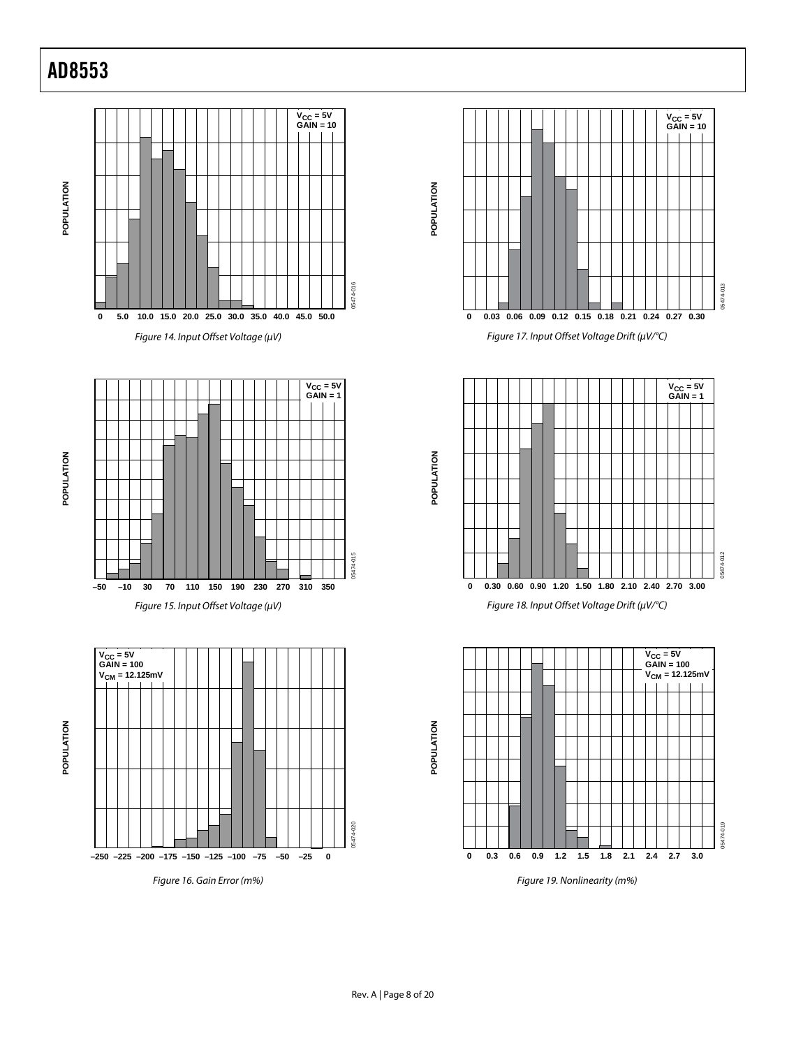POPULATION

$V_{CC}$ = 5V
GAIN = 10

0 5.0 10.0 15.0 20.0 25.0 30.0 35.0 40.0 45.0 50.0

05474-016

Figure 14. Input Offset Voltage (μV)

POPULATION

$V_{CC}$ = 5V
GAIN = 1

–50 –10 30 70 110 150 190 230 270 310 350

05474-015

Figure 15. Input Offset Voltage (μV)

POPULATION

$V_{CC}$ = 5V
GAIN = 100
$V_{CM}$ = 12.125mV

–250 –225 –200 –175 –150 –125 –100 –75 –50 –25 0

05474-020

Figure 16. Gain Error (m%)

POPULATION

$V_{CC}$ = 5V
GAIN = 10

0 0.03 0.06 0.09 0.12 0.15 0.18 0.21 0.24 0.27 0.30

05474-013

Figure 17. Input Offset Voltage Drift (μV/°C)

POPULATION

$V_{CC}$ = 5V
GAIN = 1

0 0.30 0.60 0.90 1.20 1.50 1.80 2.10 2.40 2.70 3.00

05474-012

Figure 18. Input Offset Voltage Drift (μV/°C)

POPULATION

$V_{CC}$ = 5V
GAIN = 100
$V_{CM}$ = 12.125mV

0 0.3 0.6 0.9 1.2 1.5 1.8 2.1 2.4 2.7 3.0

05474-019

Figure 19. Nonlinearity (m%)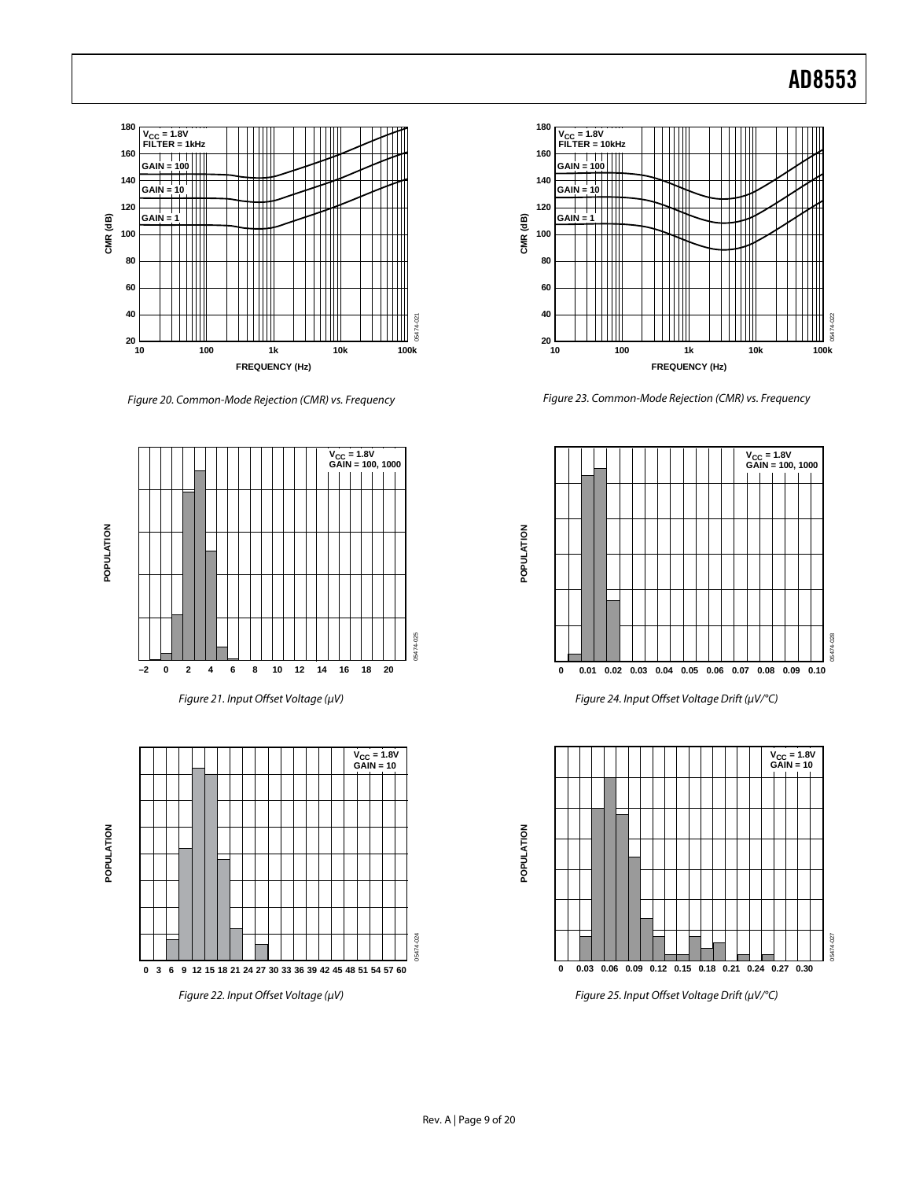$V_{CC}$ = 1.8V
FILTER = 1kHz
GAIN = 100
GAIN = 10
GAIN = 1

CMR (dB)
180
160
140
120
100
80
60
40
20
10
100
1k
10k
100k
FREQUENCY (Hz)

05474-021

*Figure 20. Common-Mode Rejection (CMR) vs. Frequency*

$V_{CC}$ = 1.8V
FILTER = 10kHz
GAIN = 100
GAIN = 10
GAIN = 1

CMR (dB)
180
160
140
120
100
80
60
40
20
10
100
1k
10k
100k
FREQUENCY (Hz)

05474-022

*Figure 23. Common-Mode Rejection (CMR) vs. Frequency*

$V_{CC}$ = 1.8V
GAIN = 100, 1000

POPULATION
–2 0 2 4 6 8 10 12 14 16 18 20

05474-025

*Figure 21. Input Offset Voltage (μV)*

$V_{CC}$ = 1.8V
GAIN = 100, 1000

POPULATION
0 0.01 0.02 0.03 0.04 0.05 0.06 0.07 0.08 0.09 0.10

05474-028

*Figure 24. Input Offset Voltage Drift (μV/°C)*

$V_{CC}$ = 1.8V
GAIN = 10

POPULATION
0 3 6 9 12 15 18 21 24 27 30 33 36 39 42 45 48 51 54 57 60

05474-024

*Figure 22. Input Offset Voltage (μV)*

$V_{CC}$ = 1.8V
GAIN = 10

POPULATION
0 0.03 0.06 0.09 0.12 0.15 0.18 0.21 0.24 0.27 0.30

05474-027

*Figure 25. Input Offset Voltage Drift (μV/°C)*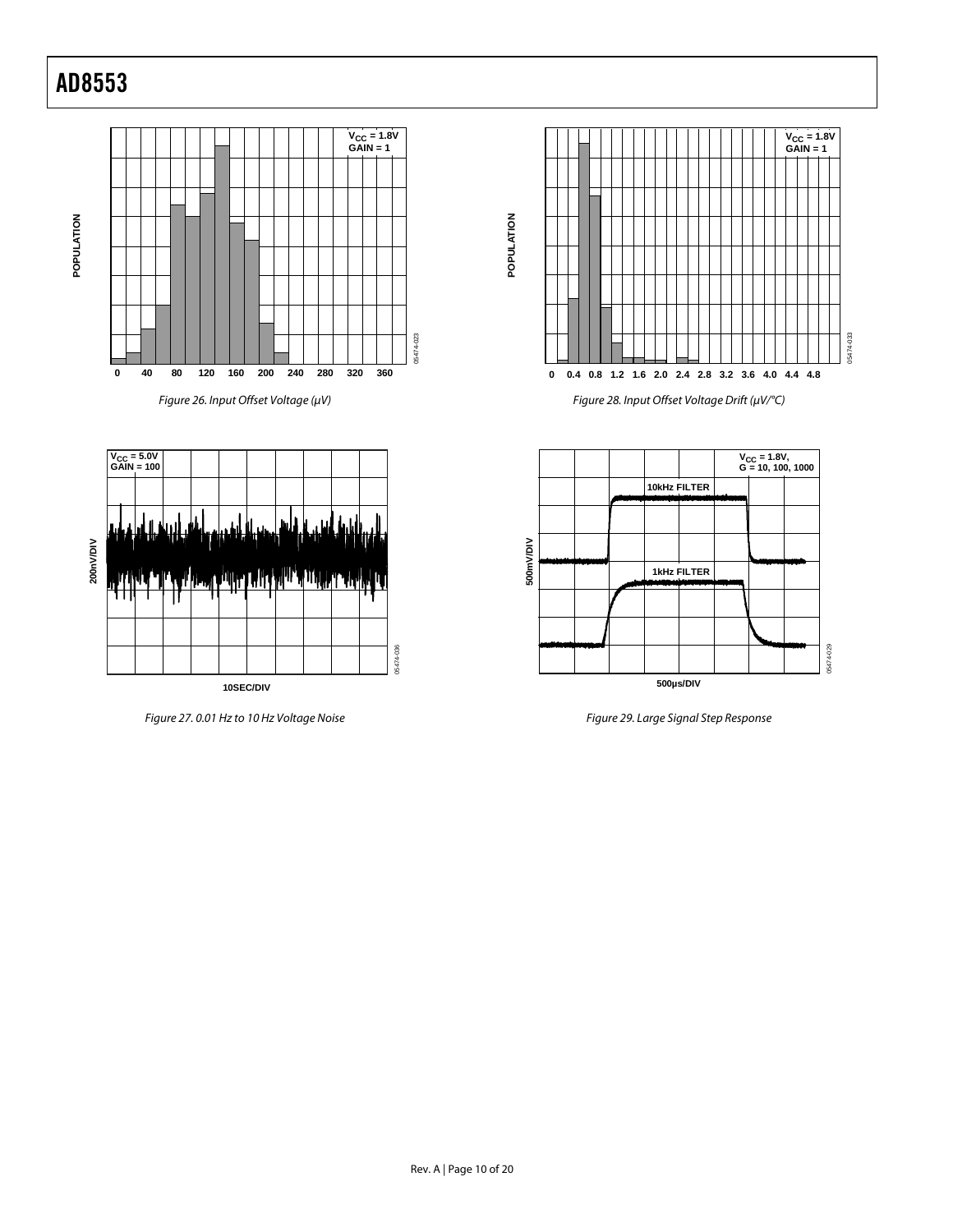POPULATION

$V_{CC}$ = 1.8V
GAIN = 1

0 40 80 120 160 200 240 280 320 360

05474-023

Figure 26. Input Offset Voltage (µV)

$V_{CC}$ = 5.0V
GAIN = 100

200nV/DIV

10SEC/DIV

05474-036

Figure 27. 0.01 Hz to 10 Hz Voltage Noise

POPULATION

$V_{CC}$ = 1.8V
GAIN = 1

0 0.4 0.8 1.2 1.6 2.0 2.4 2.8 3.2 3.6 4.0 4.4 4.8

05474-033

Figure 28. Input Offset Voltage Drift (µV/°C)

$V_{CC}$ = 1.8V,
G = 10, 100, 1000

10kHz FILTER

1kHz FILTER

500mV/DIV

500µs/DIV

05474-029

Figure 29. Large Signal Step Response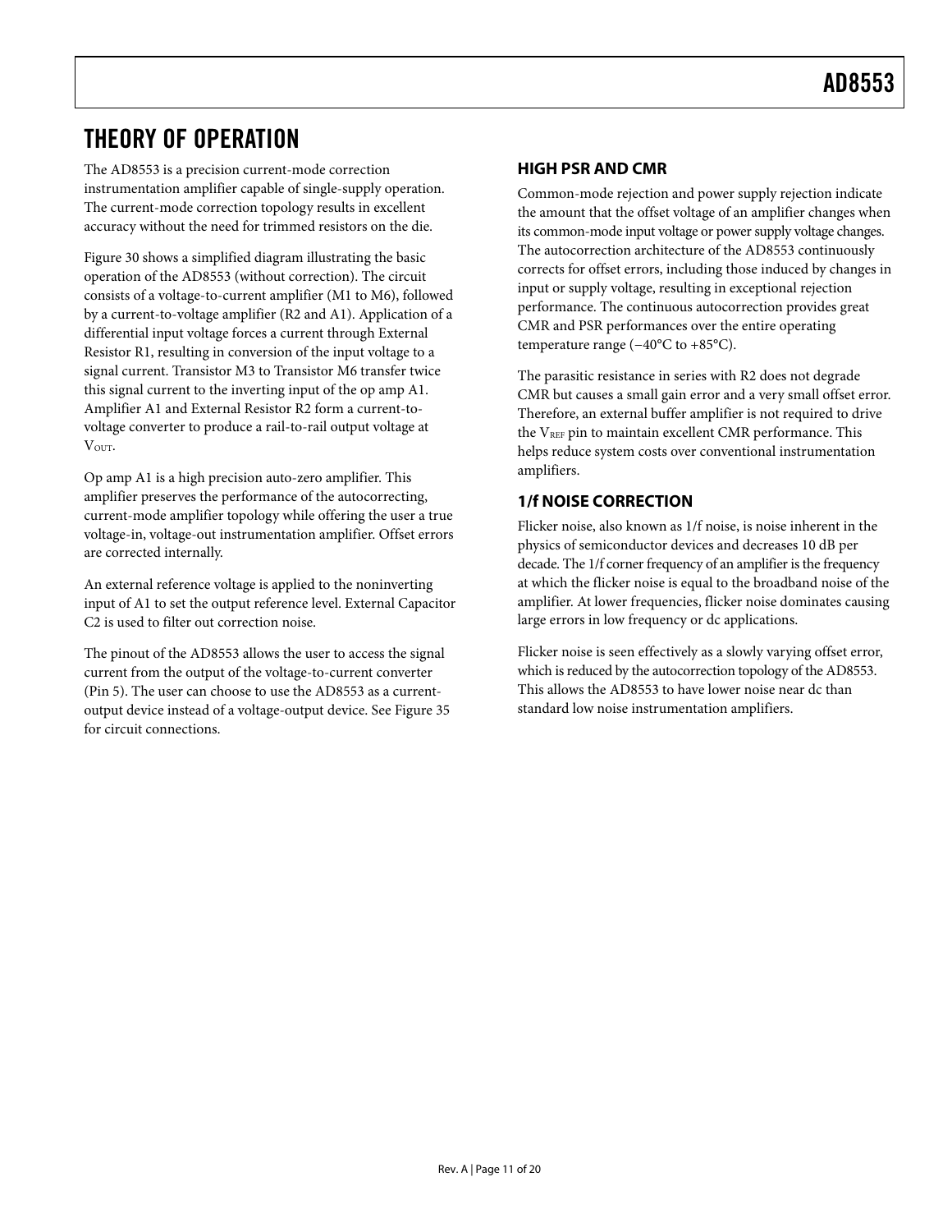# THEORY OF OPERATION

The AD8553 is a precision current-mode correction instrumentation amplifier capable of single-supply operation. The current-mode correction topology results in excellent accuracy without the need for trimmed resistors on the die.

Figure 30 shows a simplified diagram illustrating the basic operation of the AD8553 (without correction). The circuit consists of a voltage-to-current amplifier (M1 to M6), followed by a current-to-voltage amplifier (R2 and A1). Application of a differential input voltage forces a current through External Resistor R1, resulting in conversion of the input voltage to a signal current. Transistor M3 to Transistor M6 transfer twice this signal current to the inverting input of the op amp A1. Amplifier A1 and External Resistor R2 form a current-to-voltage converter to produce a rail-to-rail output voltage at $V_{OUT}$.

Op amp A1 is a high precision auto-zero amplifier. This amplifier preserves the performance of the autocorrecting, current-mode amplifier topology while offering the user a true voltage-in, voltage-out instrumentation amplifier. Offset errors are corrected internally.

An external reference voltage is applied to the noninverting input of A1 to set the output reference level. External Capacitor C2 is used to filter out correction noise.

The pinout of the AD8553 allows the user to access the signal current from the output of the voltage-to-current converter (Pin 5). The user can choose to use the AD8553 as a current-output device instead of a voltage-output device. See Figure 35 for circuit connections.

## HIGH PSR AND CMR

Common-mode rejection and power supply rejection indicate the amount that the offset voltage of an amplifier changes when its common-mode input voltage or power supply voltage changes. The autocorrection architecture of the AD8553 continuously corrects for offset errors, including those induced by changes in input or supply voltage, resulting in exceptional rejection performance. The continuous autocorrection provides great CMR and PSR performances over the entire operating temperature range (−40°C to +85°C).

The parasitic resistance in series with R2 does not degrade CMR but causes a small gain error and a very small offset error. Therefore, an external buffer amplifier is not required to drive the $V_{REF}$ pin to maintain excellent CMR performance. This helps reduce system costs over conventional instrumentation amplifiers.

## 1/f NOISE CORRECTION

Flicker noise, also known as 1/f noise, is noise inherent in the physics of semiconductor devices and decreases 10 dB per decade. The 1/f corner frequency of an amplifier is the frequency at which the flicker noise is equal to the broadband noise of the amplifier. At lower frequencies, flicker noise dominates causing large errors in low frequency or dc applications.

Flicker noise is seen effectively as a slowly varying offset error, which is reduced by the autocorrection topology of the AD8553. This allows the AD8553 to have lower noise near dc than standard low noise instrumentation amplifiers.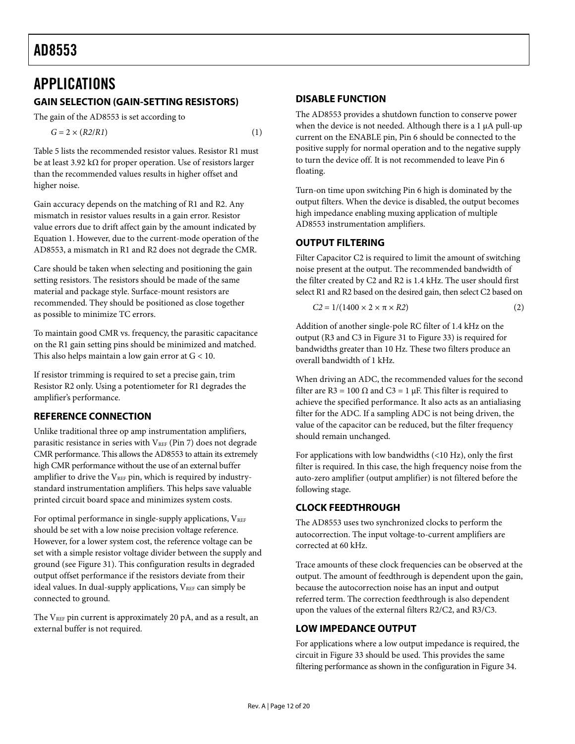# APPLICATIONS

## GAIN SELECTION (GAIN-SETTING RESISTORS)

The gain of the AD8553 is set according to

$$G = 2 \times (R2/R1) \quad (1)$$

Table 5 lists the recommended resistor values. Resistor R1 must be at least 3.92 kΩ for proper operation. Use of resistors larger than the recommended values results in higher offset and higher noise.

Gain accuracy depends on the matching of R1 and R2. Any mismatch in resistor values results in a gain error. Resistor value errors due to drift affect gain by the amount indicated by Equation 1. However, due to the current-mode operation of the AD8553, a mismatch in R1 and R2 does not degrade the CMR.

Care should be taken when selecting and positioning the gain setting resistors. The resistors should be made of the same material and package style. Surface-mount resistors are recommended. They should be positioned as close together as possible to minimize TC errors.

To maintain good CMR vs. frequency, the parasitic capacitance on the R1 gain setting pins should be minimized and matched. This also helps maintain a low gain error at $G < 10$.

If resistor trimming is required to set a precise gain, trim Resistor R2 only. Using a potentiometer for R1 degrades the amplifier's performance.

## REFERENCE CONNECTION

Unlike traditional three op amp instrumentation amplifiers, parasitic resistance in series with $V_{REF}$ (Pin 7) does not degrade CMR performance. This allows the AD8553 to attain its extremely high CMR performance without the use of an external buffer amplifier to drive the $V_{REF}$ pin, which is required by industry-standard instrumentation amplifiers. This helps save valuable printed circuit board space and minimizes system costs.

For optimal performance in single-supply applications, $V_{REF}$ should be set with a low noise precision voltage reference. However, for a lower system cost, the reference voltage can be set with a simple resistor voltage divider between the supply and ground (see Figure 31). This configuration results in degraded output offset performance if the resistors deviate from their ideal values. In dual-supply applications, $V_{REF}$ can simply be connected to ground.

The $V_{REF}$ pin current is approximately 20 pA, and as a result, an external buffer is not required.

## DISABLE FUNCTION

The AD8553 provides a shutdown function to conserve power when the device is not needed. Although there is a 1 μA pull-up current on the ENABLE pin, Pin 6 should be connected to the positive supply for normal operation and to the negative supply to turn the device off. It is not recommended to leave Pin 6 floating.

Turn-on time upon switching Pin 6 high is dominated by the output filters. When the device is disabled, the output becomes high impedance enabling muxing application of multiple AD8553 instrumentation amplifiers.

## OUTPUT FILTERING

Filter Capacitor C2 is required to limit the amount of switching noise present at the output. The recommended bandwidth of the filter created by C2 and R2 is 1.4 kHz. The user should first select R1 and R2 based on the desired gain, then select C2 based on

$$C2 = 1/(1400 \times 2 \times \pi \times R2) \quad (2)$$

Addition of another single-pole RC filter of 1.4 kHz on the output (R3 and C3 in Figure 31 to Figure 33) is required for bandwidths greater than 10 Hz. These two filters produce an overall bandwidth of 1 kHz.

When driving an ADC, the recommended values for the second filter are R3 = 100 Ω and C3 = 1 μF. This filter is required to achieve the specified performance. It also acts as an antialiasing filter for the ADC. If a sampling ADC is not being driven, the value of the capacitor can be reduced, but the filter frequency should remain unchanged.

For applications with low bandwidths (<10 Hz), only the first filter is required. In this case, the high frequency noise from the auto-zero amplifier (output amplifier) is not filtered before the following stage.

## CLOCK FEEDTHROUGH

The AD8553 uses two synchronized clocks to perform the autocorrection. The input voltage-to-current amplifiers are corrected at 60 kHz.

Trace amounts of these clock frequencies can be observed at the output. The amount of feedthrough is dependent upon the gain, because the autocorrection noise has an input and output referred term. The correction feedthrough is also dependent upon the values of the external filters R2/C2, and R3/C3.

## LOW IMPEDANCE OUTPUT

For applications where a low output impedance is required, the circuit in Figure 33 should be used. This provides the same filtering performance as shown in the configuration in Figure 34.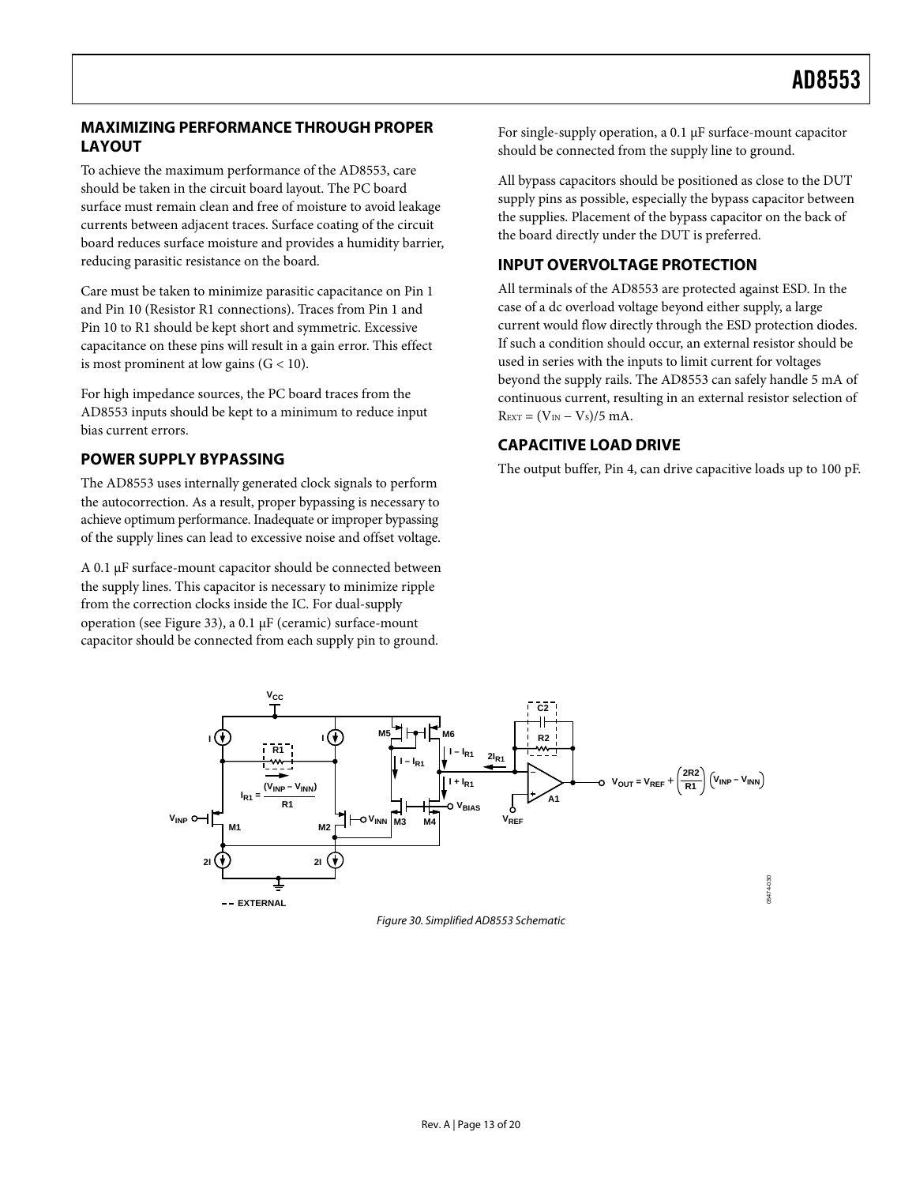## MAXIMIZING PERFORMANCE THROUGH PROPER LAYOUT

To achieve the maximum performance of the AD8553, care should be taken in the circuit board layout. The PC board surface must remain clean and free of moisture to avoid leakage currents between adjacent traces. Surface coating of the circuit board reduces surface moisture and provides a humidity barrier, reducing parasitic resistance on the board.

Care must be taken to minimize parasitic capacitance on Pin 1 and Pin 10 (Resistor R1 connections). Traces from Pin 1 and Pin 10 to R1 should be kept short and symmetric. Excessive capacitance on these pins will result in a gain error. This effect is most prominent at low gains ($G < 10$).

For high impedance sources, the PC board traces from the AD8553 inputs should be kept to a minimum to reduce input bias current errors.

## POWER SUPPLY BYPASSING

The AD8553 uses internally generated clock signals to perform the autocorrection. As a result, proper bypassing is necessary to achieve optimum performance. Inadequate or improper bypassing of the supply lines can lead to excessive noise and offset voltage.

A 0.1 µF surface-mount capacitor should be connected between the supply lines. This capacitor is necessary to minimize ripple from the correction clocks inside the IC. For dual-supply operation (see Figure 33), a 0.1 µF (ceramic) surface-mount capacitor should be connected from each supply pin to ground.

For single-supply operation, a 0.1 µF surface-mount capacitor should be connected from the supply line to ground.

All bypass capacitors should be positioned as close to the DUT supply pins as possible, especially the bypass capacitor between the supplies. Placement of the bypass capacitor on the back of the board directly under the DUT is preferred.

## INPUT OVERVOLTAGE PROTECTION

All terminals of the AD8553 are protected against ESD. In the case of a dc overload voltage beyond either supply, a large current would flow directly through the ESD protection diodes. If such a condition should occur, an external resistor should be used in series with the inputs to limit current for voltages beyond the supply rails. The AD8553 can safely handle 5 mA of continuous current, resulting in an external resistor selection of $R_{EXT} = (V_{IN} - V_S)/5$ mA.

## CAPACITIVE LOAD DRIVE

The output buffer, Pin 4, can drive capacitive loads up to 100 pF.

$V_{CC}$
I
I
R1
$I_{R1} = \frac{(V_{INP} - V_{INN})}{R1}$
$V_{INP}$
M1
M2
$V_{INN}$
2I
2I
M5
M6
$I - I_{R1}$
$I - I_{R1}$
$I + I_{R1}$
M3
M4
$V_{BIAS}$
$2I_{R1}$
C2
R2
A1
$V_{REF}$
$V_{OUT} = V_{REF} + \left(\frac{2R2}{R1}\right)\left(V_{INP} - V_{INN}\right)$
-- EXTERNAL
05474-030

*Figure 30. Simplified AD8553 Schematic*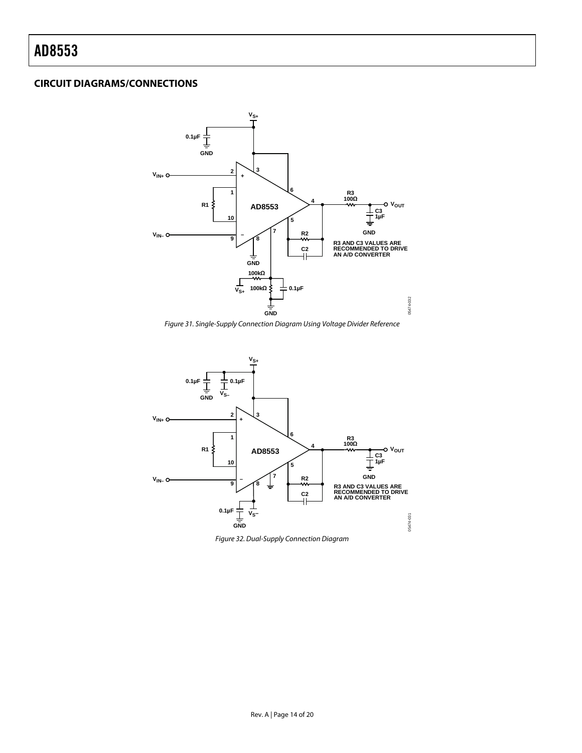## CIRCUIT DIAGRAMS/CONNECTIONS

$V_{S+}$

0.1µF

GND

$V_{IN+}$

2

3

+

6

R1

1

AD8553

4

R3

100Ω

$V_{OUT}$

C3

1µF

GND

10

5

$V_{IN-}$

–

9

7

8

R2

C2

R3 AND C3 VALUES ARE RECOMMENDED TO DRIVE AN A/D CONVERTER

GND

100kΩ

$V_{S+}$

100kΩ

0.1µF

GND

05474-032

Figure 31. Single-Supply Connection Diagram Using Voltage Divider Reference

$V_{S+}$

0.1µF

0.1µF

GND

$V_{S-}$

$V_{IN+}$

2

3

+

6

R1

1

AD8553

4

R3

100Ω

$V_{OUT}$

C3

1µF

GND

10

5

$V_{IN-}$

–

9

7

8

R2

C2

R3 AND C3 VALUES ARE RECOMMENDED TO DRIVE AN A/D CONVERTER

0.1µF

$V_{S-}$

GND

05474-031

Figure 32. Dual-Supply Connection Diagram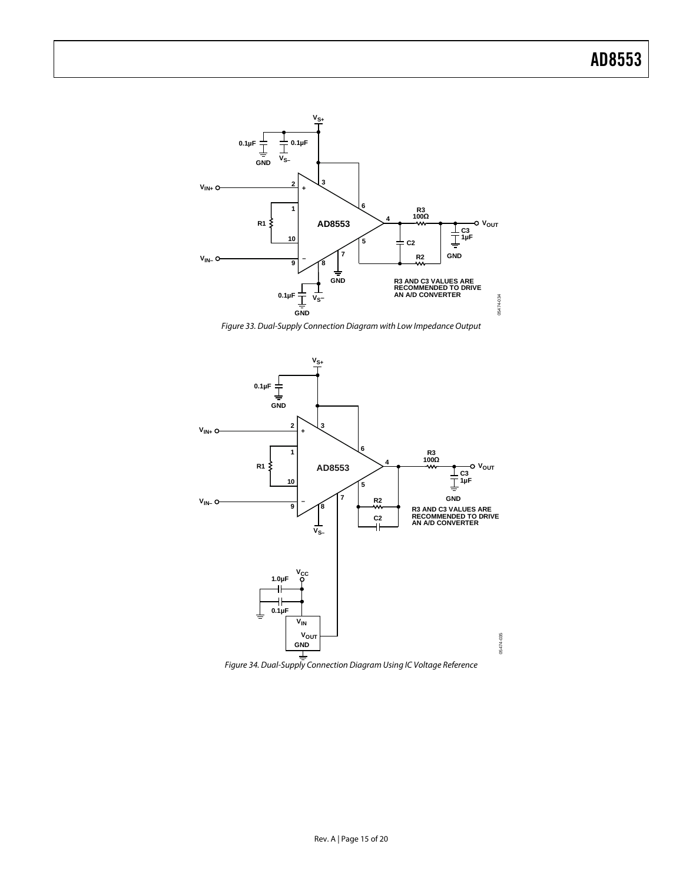$V_{S+}$

0.1µF

0.1µF

GND

$V_{S-}$

$V_{IN+}$

2

+

3

1

6

R3

100Ω

R1

AD8553

4

$V_{OUT}$

C3

1µF

10

5

C2

GND

$V_{IN-}$

9

–

8

7

R2

GND

R3 AND C3 VALUES ARE RECOMMENDED TO DRIVE AN A/D CONVERTER

0.1µF

$V_{S-}$

GND

05474-034

*Figure 33. Dual-Supply Connection Diagram with Low Impedance Output*

$V_{S+}$

0.1µF

GND

$V_{IN+}$

2

+

3

1

6

R3

100Ω

R1

AD8553

4

$V_{OUT}$

C3

1µF

10

5

GND

$V_{IN-}$

9

–

8

7

R2

C2

R3 AND C3 VALUES ARE RECOMMENDED TO DRIVE AN A/D CONVERTER

$V_{S-}$

$V_{CC}$

1.0µF

0.1µF

$V_{IN}$

$V_{OUT}$

GND

05474-035

*Figure 34. Dual-Supply Connection Diagram Using IC Voltage Reference*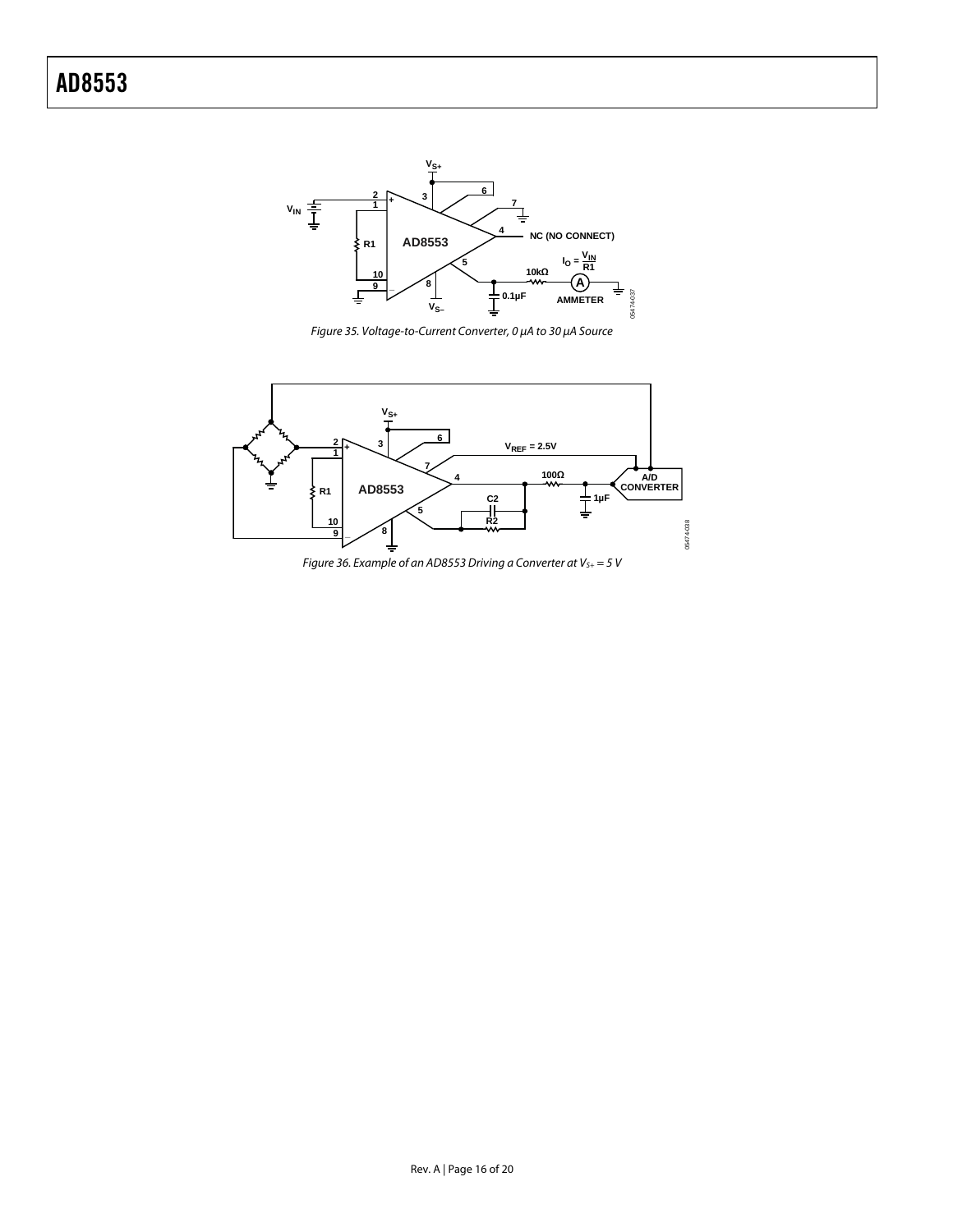$V_{S+}$

3

6

7

2

1

+

$V_{IN}$

4

NC (NO CONNECT)

R1

AD8553

5

$I_O = \frac{V_{IN}}{R1}$

10kΩ

10

9

8

A

0.1µF

AMMETER

$V_{S-}$

05474-037

Figure 35. Voltage-to-Current Converter, 0 µA to 30 µA Source

$V_{S+}$

6

3

$V_{REF}$ = 2.5V

2

1

+

7

4

100Ω

A/D CONVERTER

R1

AD8553

C2

1µF

5

R2

10

9

8

05474-038

Figure 36. Example of an AD8553 Driving a Converter at $V_{S+}$ = 5 V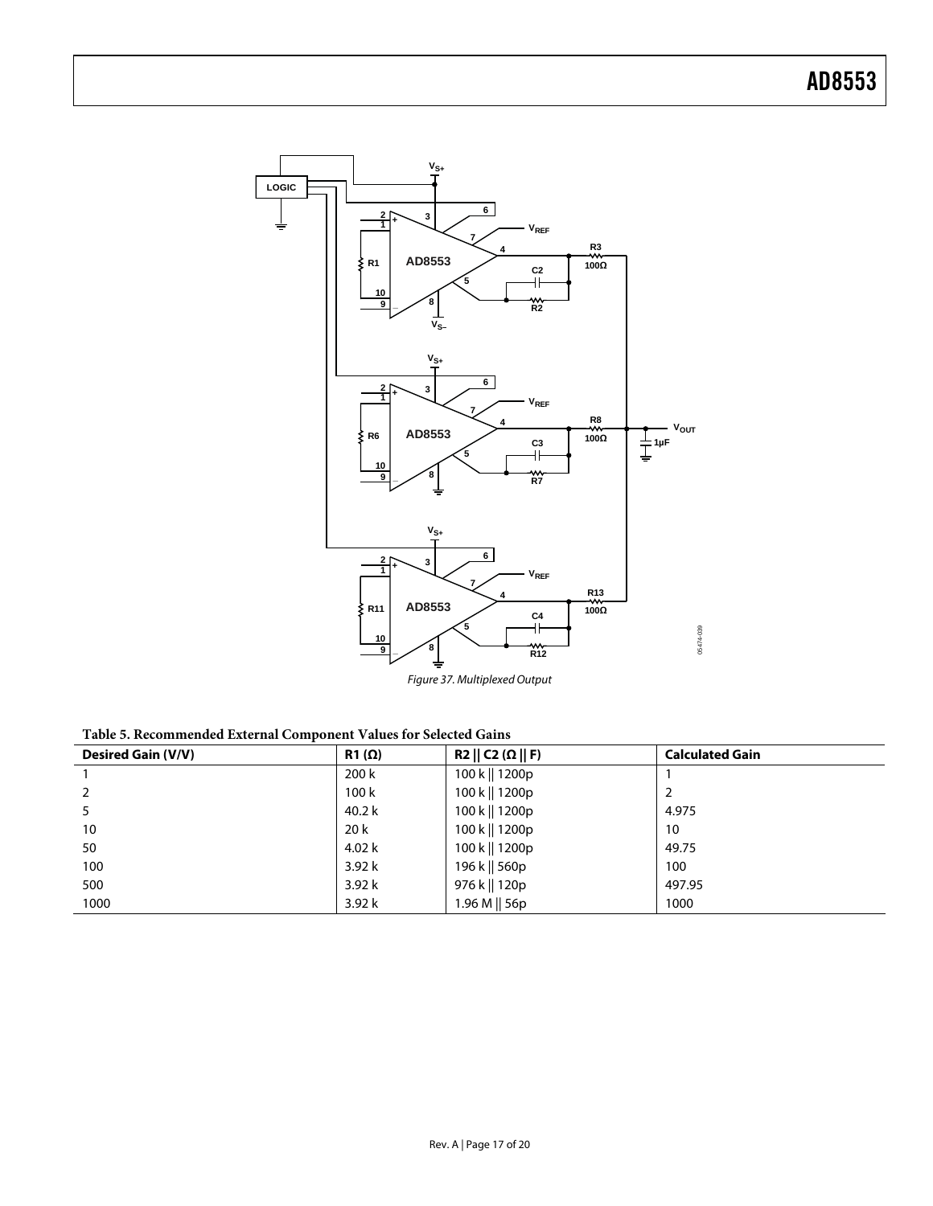LOGIC

$V_{S+}$

AD8553

R1

R3
100Ω

C2

R2

$V_{REF}$

$V_{S-}$

R6

R8
100Ω

C3

R7

$V_{OUT}$

1µF

R11

R13
100Ω

C4

R12

05474-039

Figure 37. Multiplexed Output

**Table 5. Recommended External Component Values for Selected Gains**

| Desired Gain (V/V) | R1 (Ω) | R2 \|\| C2 (Ω \|\| F) | Calculated Gain |
|---|---|---|---|
| 1 | 200 k | 100 k \|\| 1200p | 1 |
| 2 | 100 k | 100 k \|\| 1200p | 2 |
| 5 | 40.2 k | 100 k \|\| 1200p | 4.975 |
| 10 | 20 k | 100 k \|\| 1200p | 10 |
| 50 | 4.02 k | 100 k \|\| 1200p | 49.75 |
| 100 | 3.92 k | 196 k \|\| 560p | 100 |
| 500 | 3.92 k | 976 k \|\| 120p | 497.95 |
| 1000 | 3.92 k | 1.96 M \|\| 56p | 1000 |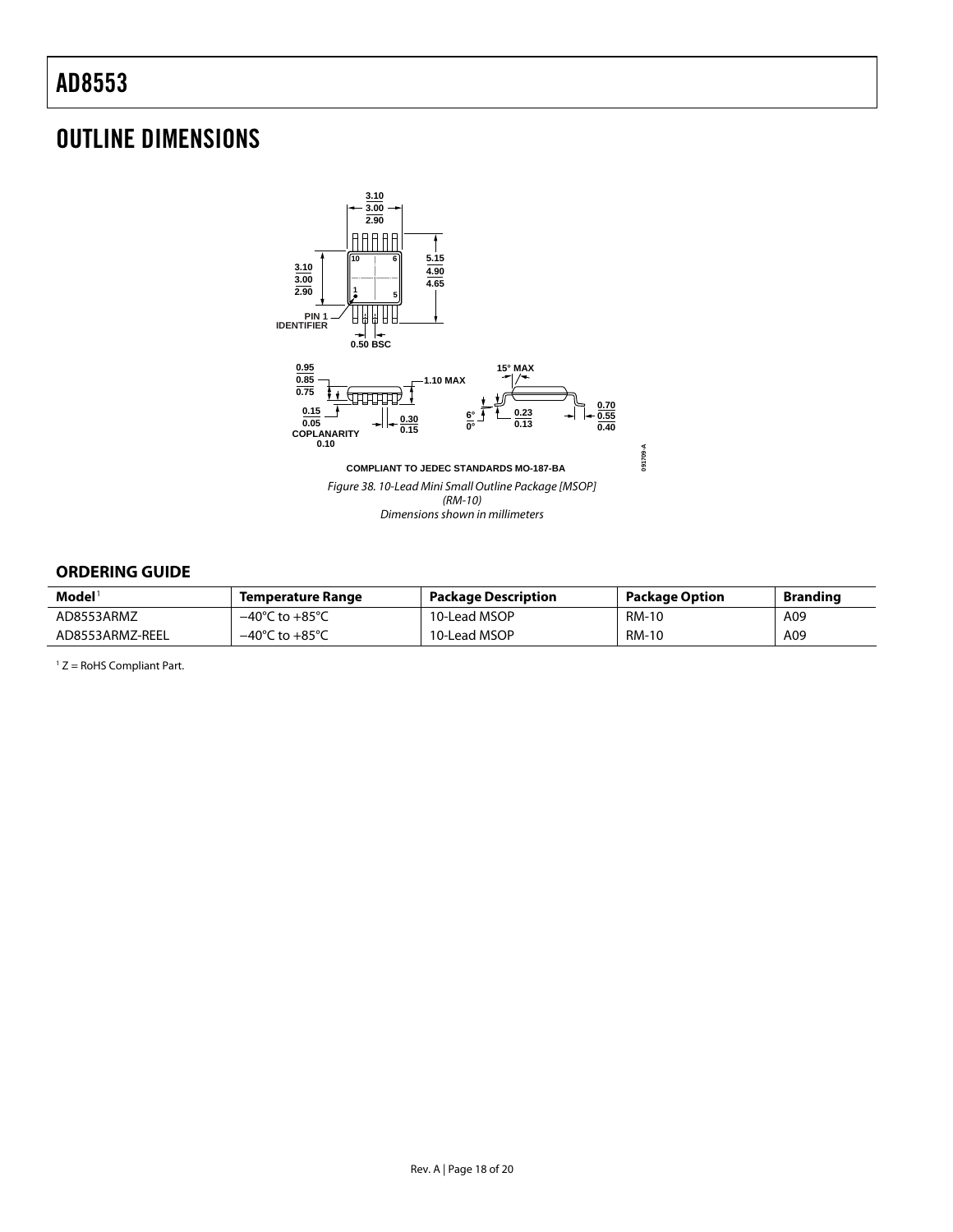# OUTLINE DIMENSIONS

3.10
3.00
2.90

10
6
1
5

3.10
3.00
2.90

5.15
4.90
4.65

PIN 1
IDENTIFIER

0.50 BSC

0.95
0.85
0.75

1.10 MAX

15° MAX

0.15
0.05

COPLANARITY
0.10

0.30
0.15

6°
0°

0.23
0.13

0.70
0.55
0.40

COMPLIANT TO JEDEC STANDARDS MO-187-BA

091709-A

*Figure 38. 10-Lead Mini Small Outline Package [MSOP]*
*(RM-10)*
*Dimensions shown in millimeters*

## ORDERING GUIDE

| Model[1] | Temperature Range | Package Description | Package Option | Branding |
|---|---|---|---|---|
| AD8553ARMZ | −40°C to +85°C | 10-Lead MSOP | RM-10 | A09 |
| AD8553ARMZ-REEL | −40°C to +85°C | 10-Lead MSOP | RM-10 | A09 |

[1] Z = RoHS Compliant Part.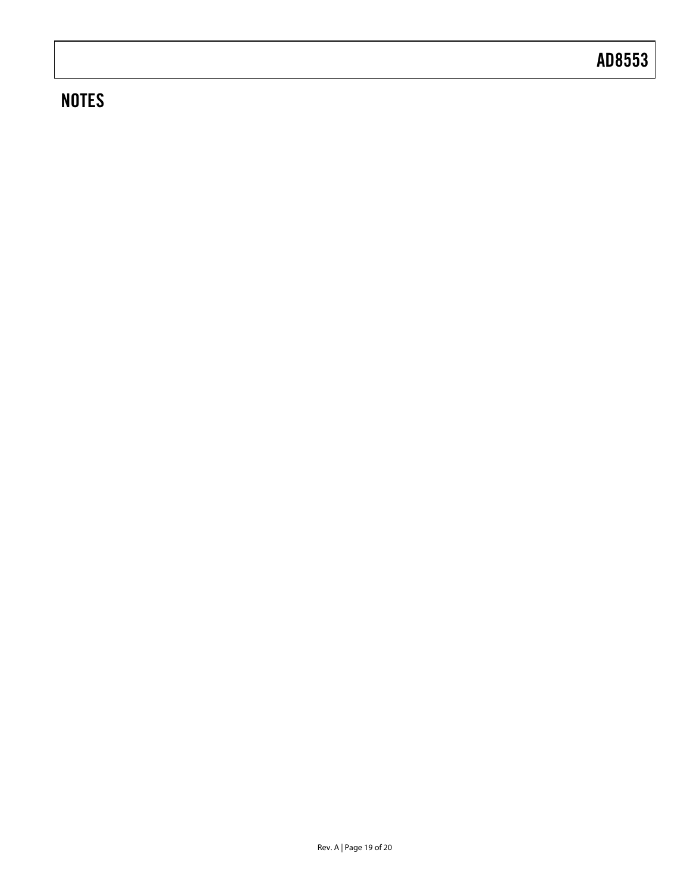## NOTES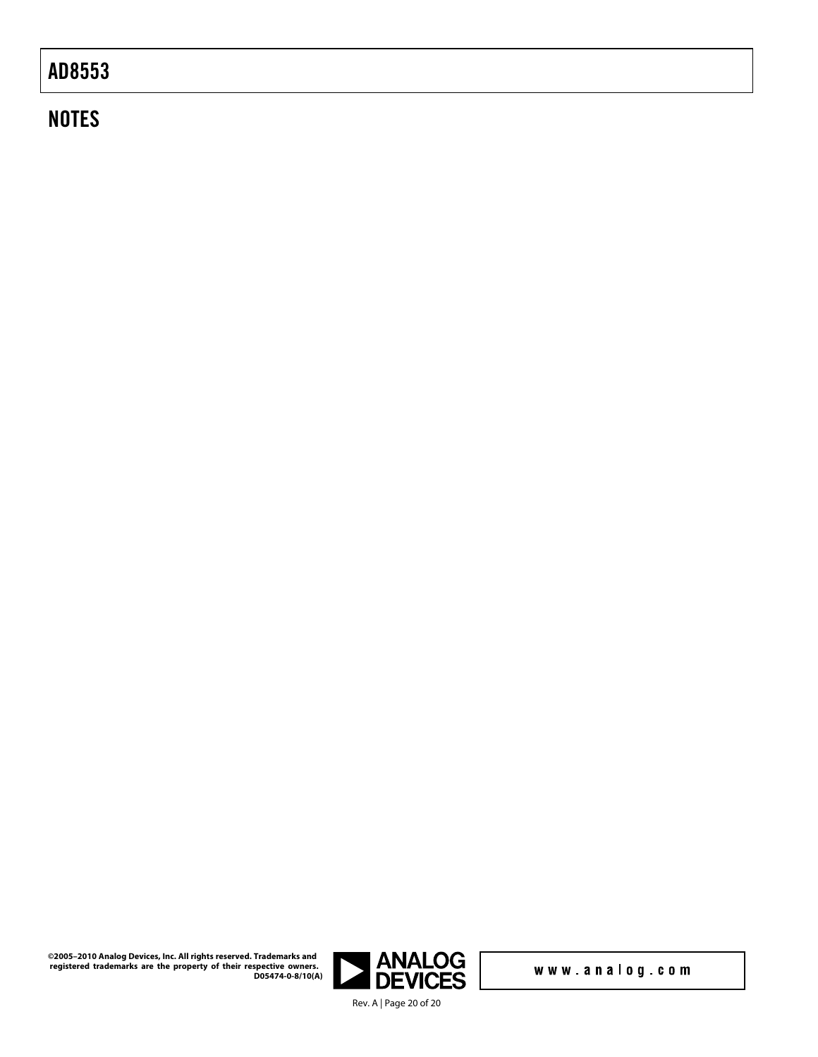# NOTES

©2005–2010 Analog Devices, Inc. All rights reserved. Trademarks and registered trademarks are the property of their respective owners.
D05474-0-8/10(A)

www.analog.com